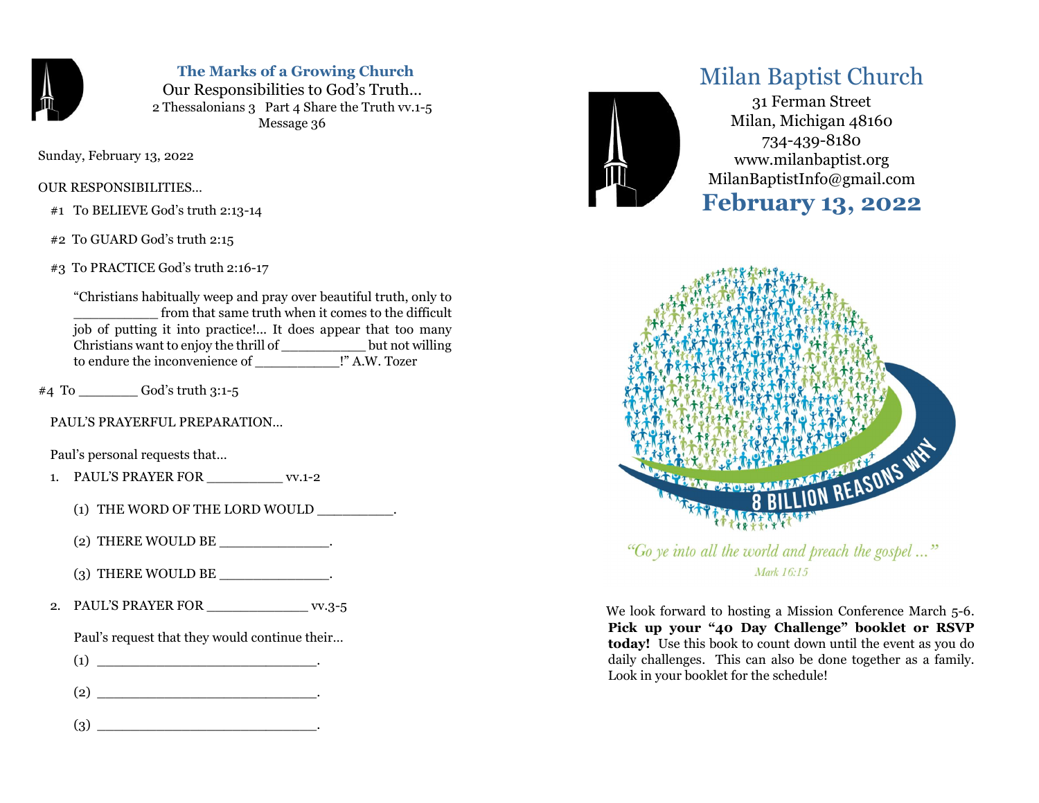## The Marks of a Growing Church

Our Responsibilities to God's Truth…

2 Thessalonians 3 Part 4 Share the Truth vv.1-5

Message 36

Sunday, February 13, 2022

OUR RESPONSIBILITIES…

#1 To BELIEVE God's truth 2:13-14

#2 To GUARD God's truth 2:15

#3 To PRACTICE God's truth 2:16-17

> "Christians habitually weep and pray over beautiful truth, only to __________ from that same truth when it comes to the difficult job of putting it into practice!… It does appear that too many Christians want to enjoy the thrill of __________ but not willing to endure the inconvenience of __________!" A.W. Tozer

#4 To _______ God's truth 3:1-5

PAUL'S PRAYERFUL PREPARATION…

Paul's personal requests that…

1. PAUL'S PRAYER FOR _________ vv.1-2
   - (1) THE WORD OF THE LORD WOULD _________.
   - (2) THERE WOULD BE _____________.
   - (3) THERE WOULD BE _____________.
2. PAUL'S PRAYER FOR ____________ vv.3-5

   Paul's request that they would continue their…
   - (1) ___________________________.
   - (2) ___________________________.
   - (3) ___________________________.

# Milan Baptist Church

31 Ferman Street
Milan, Michigan 48160
734-439-8180
www.milanbaptist.org
MilanBaptistInfo@gmail.com

## February 13, 2022

8 BILLION REASONS WHY

*"Go ye into all the world and preach the gospel …"*
*Mark 16:15*

We look forward to hosting a Mission Conference March 5-6. **Pick up your "40 Day Challenge" booklet or RSVP today!** Use this book to count down until the event as you do daily challenges. This can also be done together as a family. Look in your booklet for the schedule!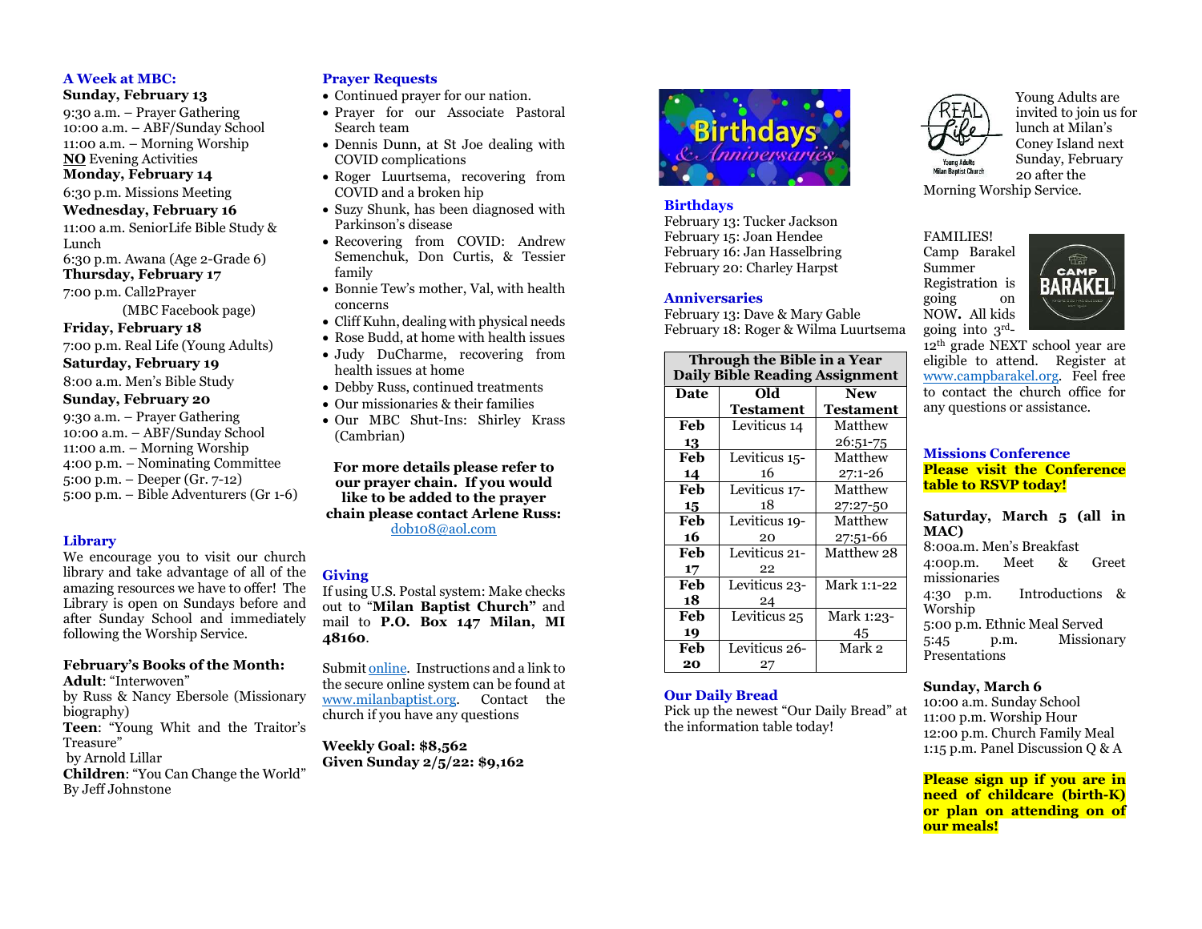## A Week at MBC:

**Sunday, February 13**
9:30 a.m. – Prayer Gathering
10:00 a.m. – ABF/Sunday School
11:00 a.m. – Morning Worship
**NO** Evening Activities

**Monday, February 14**
6:30 p.m. Missions Meeting

**Wednesday, February 16**
11:00 a.m. SeniorLife Bible Study & Lunch
6:30 p.m. Awana (Age 2-Grade 6)

**Thursday, February 17**
7:00 p.m. Call2Prayer
(MBC Facebook page)

**Friday, February 18**
7:00 p.m. Real Life (Young Adults)

**Saturday, February 19**
8:00 a.m. Men's Bible Study

**Sunday, February 20**
9:30 a.m. – Prayer Gathering
10:00 a.m. – ABF/Sunday School
11:00 a.m. – Morning Worship
4:00 p.m. – Nominating Committee
5:00 p.m. – Deeper (Gr. 7-12)
5:00 p.m. – Bible Adventurers (Gr 1-6)

## Library

We encourage you to visit our church library and take advantage of all of the amazing resources we have to offer! The Library is open on Sundays before and after Sunday School and immediately following the Worship Service.

**February's Books of the Month:**
**Adult**: "Interwoven"
by Russ & Nancy Ebersole (Missionary biography)
**Teen**: "Young Whit and the Traitor's Treasure"
by Arnold Lillar
**Children**: "You Can Change the World"
By Jeff Johnstone

## Prayer Requests

- Continued prayer for our nation.
- Prayer for our Associate Pastoral Search team
- Dennis Dunn, at St Joe dealing with COVID complications
- Roger Luurtsema, recovering from COVID and a broken hip
- Suzy Shunk, has been diagnosed with Parkinson's disease
- Recovering from COVID: Andrew Semenchuk, Don Curtis, & Tessier family
- Bonnie Tew's mother, Val, with health concerns
- Cliff Kuhn, dealing with physical needs
- Rose Budd, at home with health issues
- Judy DuCharme, recovering from health issues at home
- Debby Russ, continued treatments
- Our missionaries & their families
- Our MBC Shut-Ins: Shirley Krass (Cambrian)

**For more details please refer to our prayer chain. If you would like to be added to the prayer chain please contact Arlene Russ:**
dob108@aol.com

## Giving

If using U.S. Postal system: Make checks out to "**Milan Baptist Church"** and mail to **P.O. Box 147 Milan, MI 48160**.

Submit online. Instructions and a link to the secure online system can be found at www.milanbaptist.org. Contact the church if you have any questions

**Weekly Goal: $8,562**
**Given Sunday 2/5/22: $9,162**

Birthdays & Anniversaries

## Birthdays

February 13: Tucker Jackson
February 15: Joan Hendee
February 16: Jan Hasselbring
February 20: Charley Harpst

## Anniversaries

February 13: Dave & Mary Gable
February 18: Roger & Wilma Luurtsema

| Through the Bible in a Year Daily Bible Reading Assignment | | |
|---|---|---|
| **Date** | **Old Testament** | **New Testament** |
| **Feb 13** | Leviticus 14 | Matthew 26:51-75 |
| **Feb 14** | Leviticus 15-16 | Matthew 27:1-26 |
| **Feb 15** | Leviticus 17-18 | Matthew 27:27-50 |
| **Feb 16** | Leviticus 19-20 | Matthew 27:51-66 |
| **Feb 17** | Leviticus 21-22 | Matthew 28 |
| **Feb 18** | Leviticus 23-24 | Mark 1:1-22 |
| **Feb 19** | Leviticus 25 | Mark 1:23-45 |
| **Feb 20** | Leviticus 26-27 | Mark 2 |

## Our Daily Bread

Pick up the newest "Our Daily Bread" at the information table today!

REAL Life — Young Adults Milan Baptist Church

Young Adults are invited to join us for lunch at Milan's Coney Island next Sunday, February 20 after the Morning Worship Service.

FAMILIES! Camp Barakel Summer Registration is going on NOW**.** All kids going into 3rd-12th grade NEXT school year are eligible to attend. Register at www.campbarakel.org. Feel free to contact the church office for any questions or assistance.

## Missions Conference

**Please visit the Conference table to RSVP today!**

**Saturday, March 5 (all in MAC)**
8:00a.m. Men's Breakfast
4:00p.m. Meet & Greet missionaries
4:30 p.m. Introductions & Worship
5:00 p.m. Ethnic Meal Served
5:45 p.m. Missionary Presentations

**Sunday, March 6**
10:00 a.m. Sunday School
11:00 p.m. Worship Hour
12:00 p.m. Church Family Meal
1:15 p.m. Panel Discussion Q & A

**Please sign up if you are in need of childcare (birth-K) or plan on attending on of our meals!**